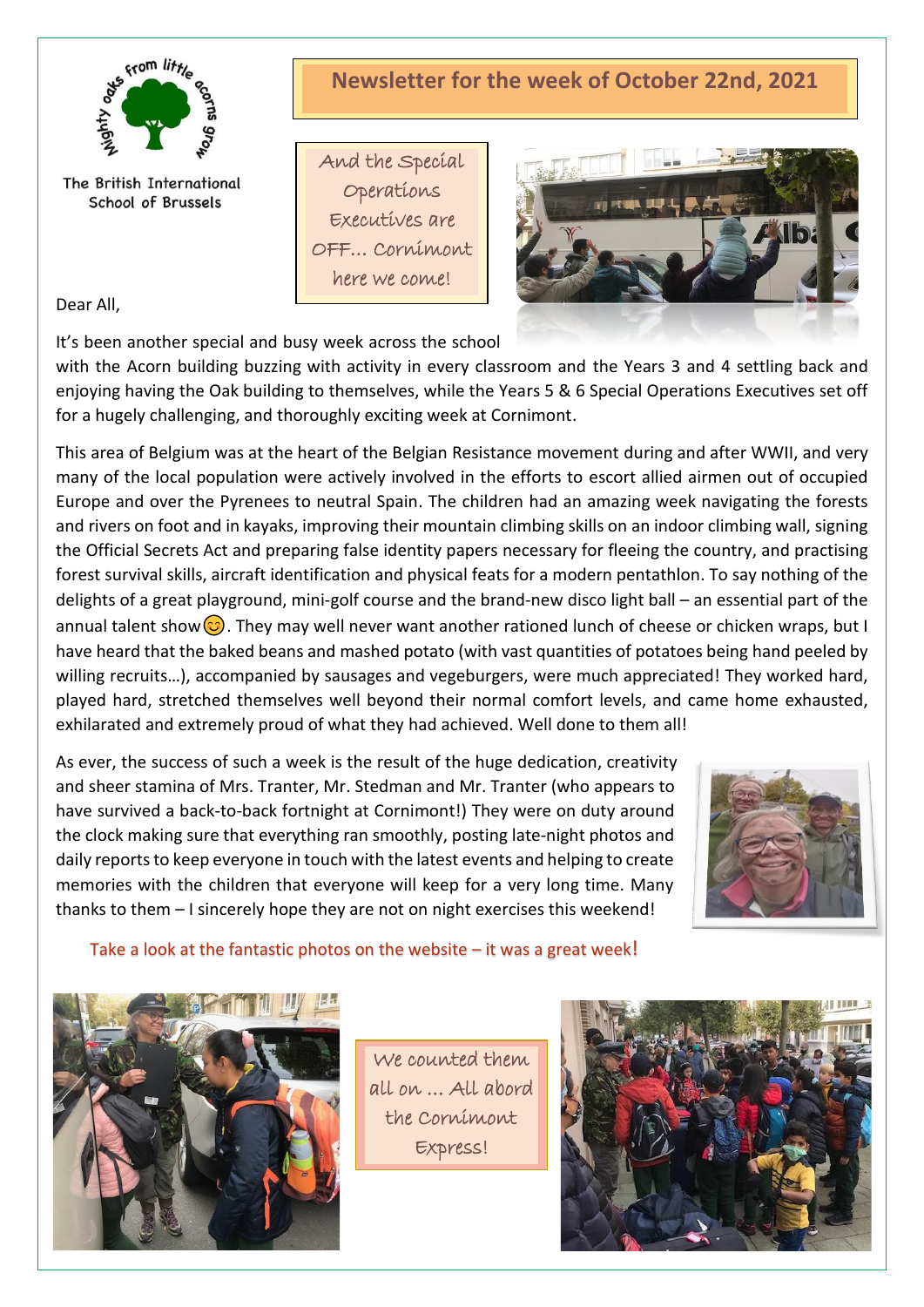Mighty oaks from little acorns grow

The British International School of Brussels

# Newsletter for the week of October 22nd, 2021

And the Special Operations Executives are OFF... Cornimont here we come!

Dear All,

It's been another special and busy week across the school with the Acorn building buzzing with activity in every classroom and the Years 3 and 4 settling back and enjoying having the Oak building to themselves, while the Years 5 & 6 Special Operations Executives set off for a hugely challenging, and thoroughly exciting week at Cornimont.

This area of Belgium was at the heart of the Belgian Resistance movement during and after WWII, and very many of the local population were actively involved in the efforts to escort allied airmen out of occupied Europe and over the Pyrenees to neutral Spain. The children had an amazing week navigating the forests and rivers on foot and in kayaks, improving their mountain climbing skills on an indoor climbing wall, signing the Official Secrets Act and preparing false identity papers necessary for fleeing the country, and practising forest survival skills, aircraft identification and physical feats for a modern pentathlon. To say nothing of the delights of a great playground, mini-golf course and the brand-new disco light ball – an essential part of the annual talent show 😊. They may well never want another rationed lunch of cheese or chicken wraps, but I have heard that the baked beans and mashed potato (with vast quantities of potatoes being hand peeled by willing recruits…), accompanied by sausages and vegeburgers, were much appreciated! They worked hard, played hard, stretched themselves well beyond their normal comfort levels, and came home exhausted, exhilarated and extremely proud of what they had achieved. Well done to them all!

As ever, the success of such a week is the result of the huge dedication, creativity and sheer stamina of Mrs. Tranter, Mr. Stedman and Mr. Tranter (who appears to have survived a back-to-back fortnight at Cornimont!) They were on duty around the clock making sure that everything ran smoothly, posting late-night photos and daily reports to keep everyone in touch with the latest events and helping to create memories with the children that everyone will keep for a very long time. Many thanks to them – I sincerely hope they are not on night exercises this weekend!

Take a look at the fantastic photos on the website – it was a great week!

We counted them all on … All abord the Cornimont Express!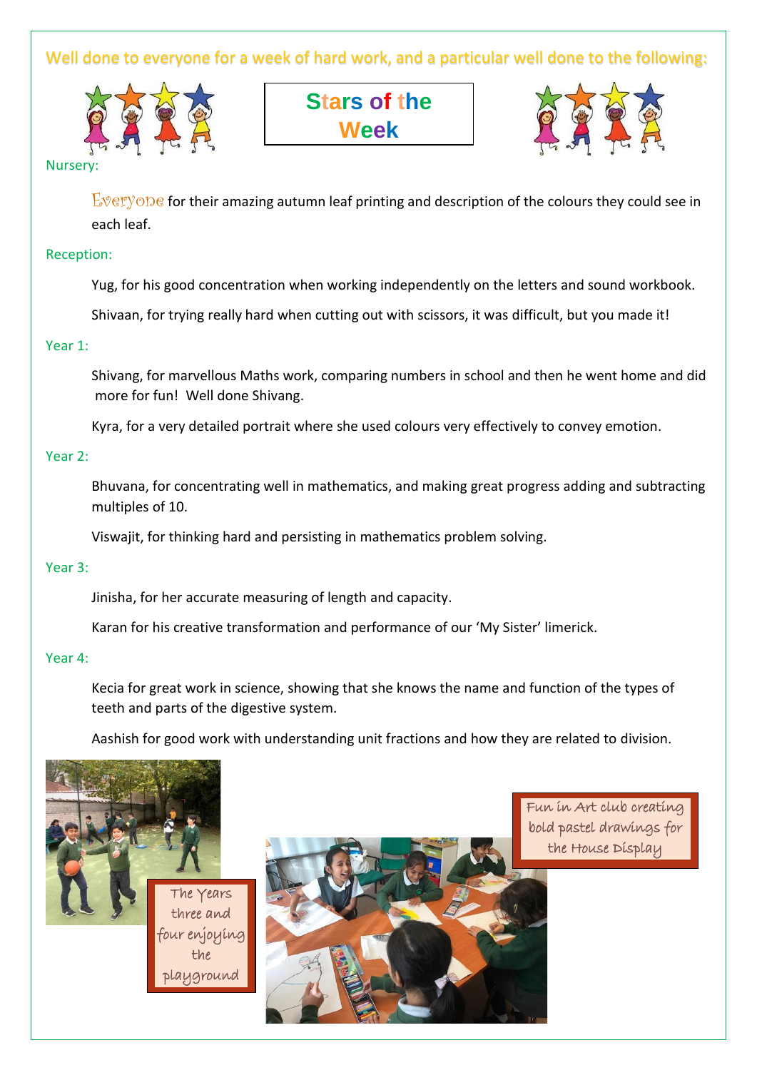Well done to everyone for a week of hard work, and a particular well done to the following:

# Stars of the Week

## Nursery:

Everyone for their amazing autumn leaf printing and description of the colours they could see in each leaf.

## Reception:

Yug, for his good concentration when working independently on the letters and sound workbook.

Shivaan, for trying really hard when cutting out with scissors, it was difficult, but you made it!

## Year 1:

Shivang, for marvellous Maths work, comparing numbers in school and then he went home and did more for fun! Well done Shivang.

Kyra, for a very detailed portrait where she used colours very effectively to convey emotion.

## Year 2:

Bhuvana, for concentrating well in mathematics, and making great progress adding and subtracting multiples of 10.

Viswajit, for thinking hard and persisting in mathematics problem solving.

## Year 3:

Jinisha, for her accurate measuring of length and capacity.

Karan for his creative transformation and performance of our 'My Sister' limerick.

## Year 4:

Kecia for great work in science, showing that she knows the name and function of the types of teeth and parts of the digestive system.

Aashish for good work with understanding unit fractions and how they are related to division.

The Years three and four enjoying the playground

Fun in Art club creating bold pastel drawings for the House Display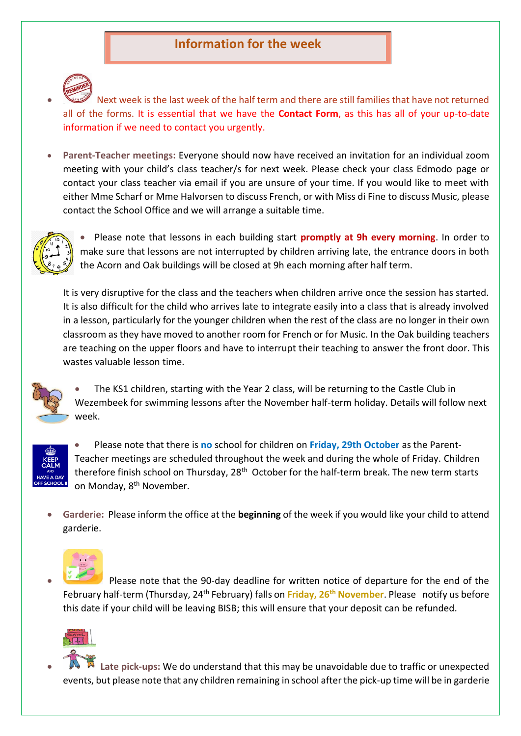## Information for the week

- Next week is the last week of the half term and there are still families that have not returned all of the forms. It is essential that we have the **Contact Form**, as this has all of your up-to-date information if we need to contact you urgently.

- **Parent-Teacher meetings:** Everyone should now have received an invitation for an individual zoom meeting with your child's class teacher/s for next week. Please check your class Edmodo page or contact your class teacher via email if you are unsure of your time. If you would like to meet with either Mme Scharf or Mme Halvorsen to discuss French, or with Miss di Fine to discuss Music, please contact the School Office and we will arrange a suitable time.

- Please note that lessons in each building start **promptly at 9h every morning**. In order to make sure that lessons are not interrupted by children arriving late, the entrance doors in both the Acorn and Oak buildings will be closed at 9h each morning after half term.

  It is very disruptive for the class and the teachers when children arrive once the session has started. It is also difficult for the child who arrives late to integrate easily into a class that is already involved in a lesson, particularly for the younger children when the rest of the class are no longer in their own classroom as they have moved to another room for French or for Music. In the Oak building teachers are teaching on the upper floors and have to interrupt their teaching to answer the front door. This wastes valuable lesson time.

- The KS1 children, starting with the Year 2 class, will be returning to the Castle Club in Wezembeek for swimming lessons after the November half-term holiday. Details will follow next week.

- Please note that there is **no** school for children on **Friday, 29th October** as the Parent-Teacher meetings are scheduled throughout the week and during the whole of Friday. Children therefore finish school on Thursday, 28th October for the half-term break. The new term starts on Monday, 8th November.

- **Garderie:** Please inform the office at the **beginning** of the week if you would like your child to attend garderie.

- Please note that the 90-day deadline for written notice of departure for the end of the February half-term (Thursday, 24th February) falls on **Friday, 26th November**. Please notify us before this date if your child will be leaving BISB; this will ensure that your deposit can be refunded.

- **Late pick-ups:** We do understand that this may be unavoidable due to traffic or unexpected events, but please note that any children remaining in school after the pick-up time will be in garderie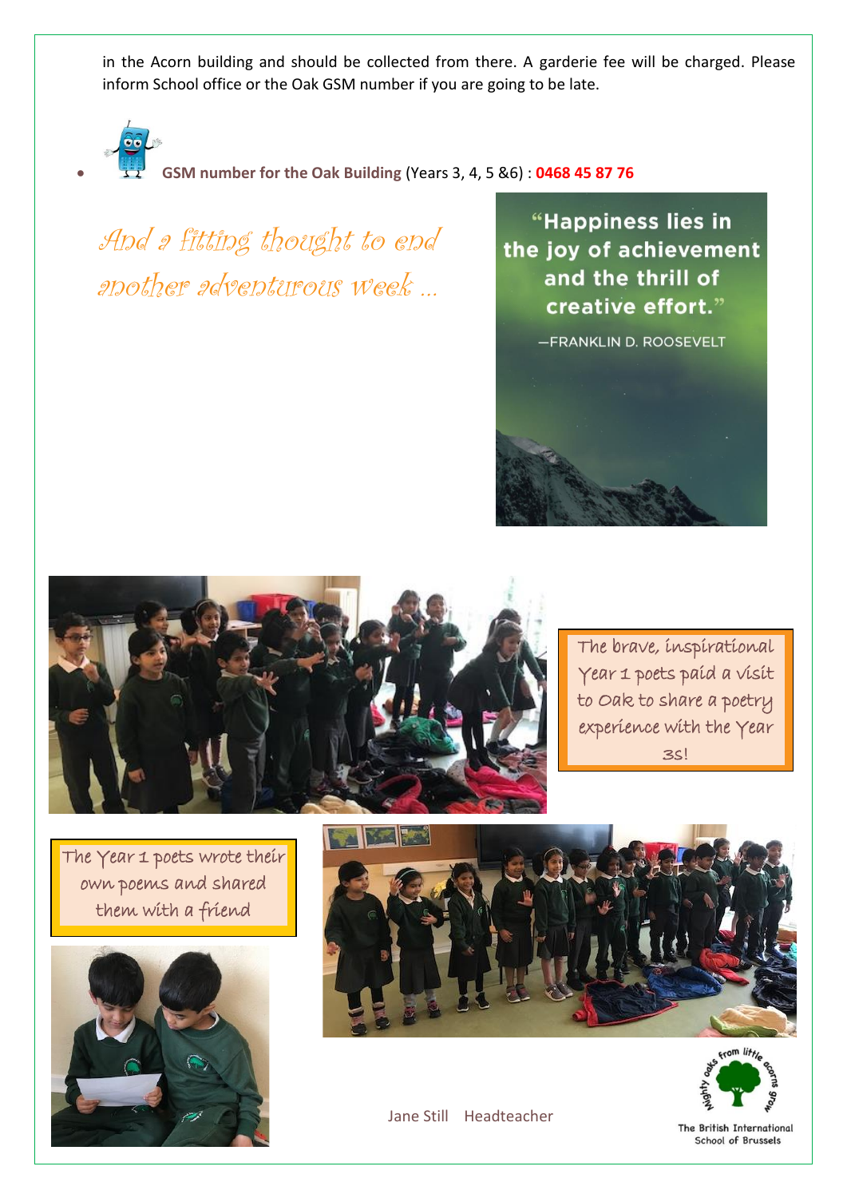in the Acorn building and should be collected from there. A garderie fee will be charged. Please inform School office or the Oak GSM number if you are going to be late.

- **GSM number for the Oak Building** (Years 3, 4, 5 &6) : **0468 45 87 76**

*And a fitting thought to end another adventurous week …*

"Happiness lies in the joy of achievement and the thrill of creative effort."

—FRANKLIN D. ROOSEVELT

The brave, inspirational Year 1 poets paid a visit to Oak to share a poetry experience with the Year 3s!

The Year 1 poets wrote their own poems and shared them with a friend

Jane Still Headteacher

Mighty oaks from little acorns grow

The British International School of Brussels